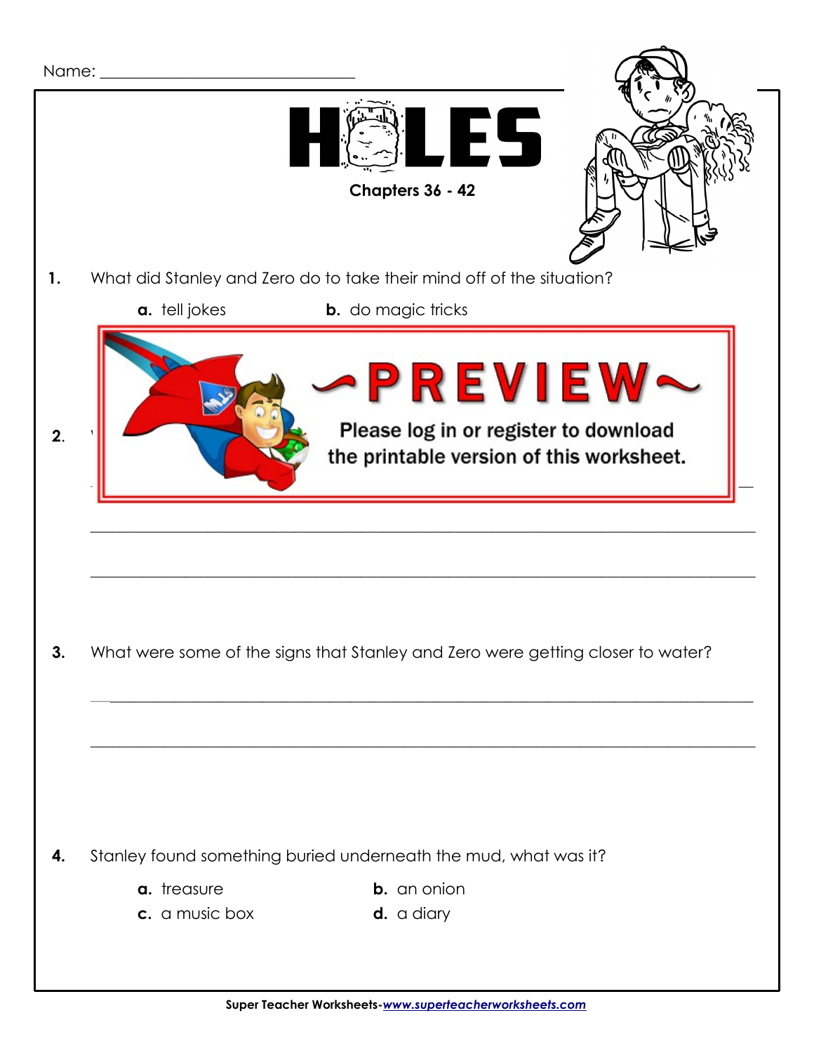Name: ______________________________

# HOLES

**Chapters 36 - 42**

**1.** What did Stanley and Zero do to take their mind off of the situation?

**a.** tell jokes **b.** do magic tricks

**~PREVIEW~**

Please log in or register to download the printable version of this worksheet.

**2.** 

______________________________________________________________________________

______________________________________________________________________________

**3.** What were some of the signs that Stanley and Zero were getting closer to water?

______________________________________________________________________________

______________________________________________________________________________

**4.** Stanley found something buried underneath the mud, what was it?

**a.** treasure **b.** an onion

**c.** a music box **d.** a diary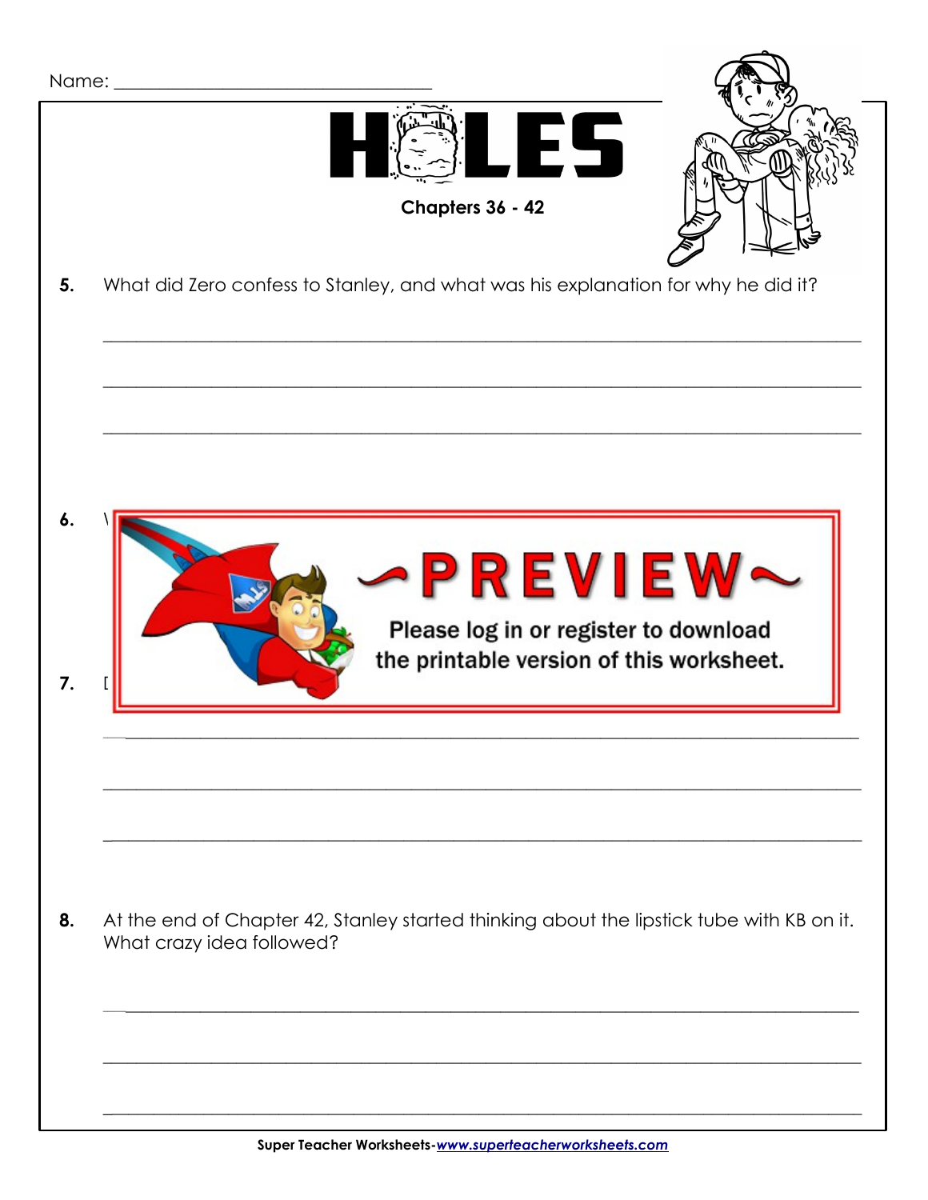Name: ___________________________________

# HOLES

**Chapters 36 - 42**

**5.** What did Zero confess to Stanley, and what was his explanation for why he did it?

______________________________________________________________________________

______________________________________________________________________________

______________________________________________________________________________

**6.** \

~PREVIEW~

Please log in or register to download the printable version of this worksheet.

**7.** [

______________________________________________________________________________

______________________________________________________________________________

______________________________________________________________________________

**8.** At the end of Chapter 42, Stanley started thinking about the lipstick tube with KB on it. What crazy idea followed?

______________________________________________________________________________

______________________________________________________________________________

______________________________________________________________________________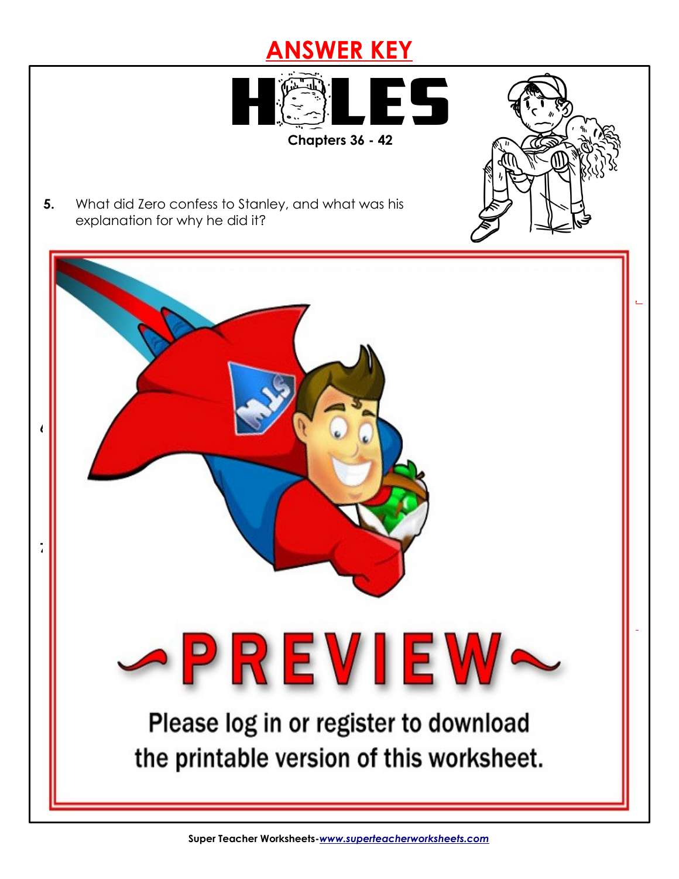# ANSWER KEY

# HOLES

## Chapters 36 - 42

**5.** What did Zero confess to Stanley, and what was his explanation for why he did it?